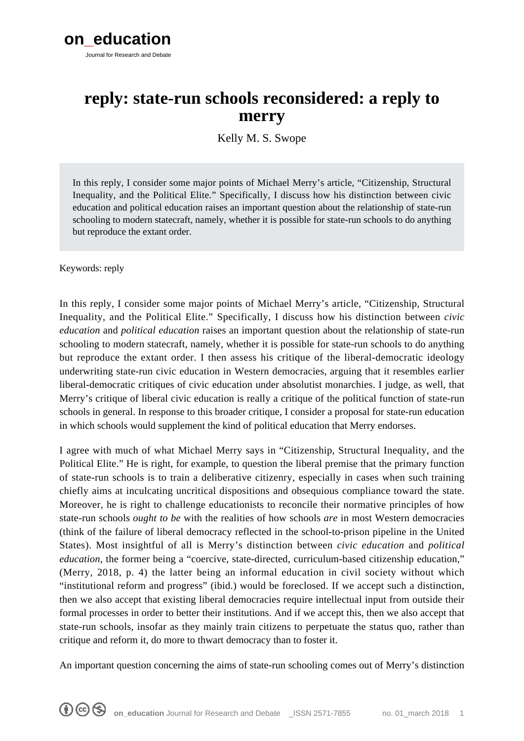# reply: state-run schools reconsidered: a reply to merry

Kelly M. S. Swope

> In this reply, I consider some major points of Michael Merry's article, "Citizenship, Structural Inequality, and the Political Elite." Specifically, I discuss how his distinction between civic education and political education raises an important question about the relationship of state-run schooling to modern statecraft, namely, whether it is possible for state-run schools to do anything but reproduce the extant order.

Keywords: reply

In this reply, I consider some major points of Michael Merry's article, "Citizenship, Structural Inequality, and the Political Elite." Specifically, I discuss how his distinction between *civic education* and *political education* raises an important question about the relationship of state-run schooling to modern statecraft, namely, whether it is possible for state-run schools to do anything but reproduce the extant order. I then assess his critique of the liberal-democratic ideology underwriting state-run civic education in Western democracies, arguing that it resembles earlier liberal-democratic critiques of civic education under absolutist monarchies. I judge, as well, that Merry's critique of liberal civic education is really a critique of the political function of state-run schools in general. In response to this broader critique, I consider a proposal for state-run education in which schools would supplement the kind of political education that Merry endorses.

I agree with much of what Michael Merry says in "Citizenship, Structural Inequality, and the Political Elite." He is right, for example, to question the liberal premise that the primary function of state-run schools is to train a deliberative citizenry, especially in cases when such training chiefly aims at inculcating uncritical dispositions and obsequious compliance toward the state. Moreover, he is right to challenge educationists to reconcile their normative principles of how state-run schools *ought to be* with the realities of how schools *are* in most Western democracies (think of the failure of liberal democracy reflected in the school-to-prison pipeline in the United States). Most insightful of all is Merry's distinction between *civic education* and *political education*, the former being a "coercive, state-directed, curriculum-based citizenship education," (Merry, 2018, p. 4) the latter being an informal education in civil society without which "institutional reform and progress" (ibid.) would be foreclosed. If we accept such a distinction, then we also accept that existing liberal democracies require intellectual input from outside their formal processes in order to better their institutions. And if we accept this, then we also accept that state-run schools, insofar as they mainly train citizens to perpetuate the status quo, rather than critique and reform it, do more to thwart democracy than to foster it.

An important question concerning the aims of state-run schooling comes out of Merry's distinction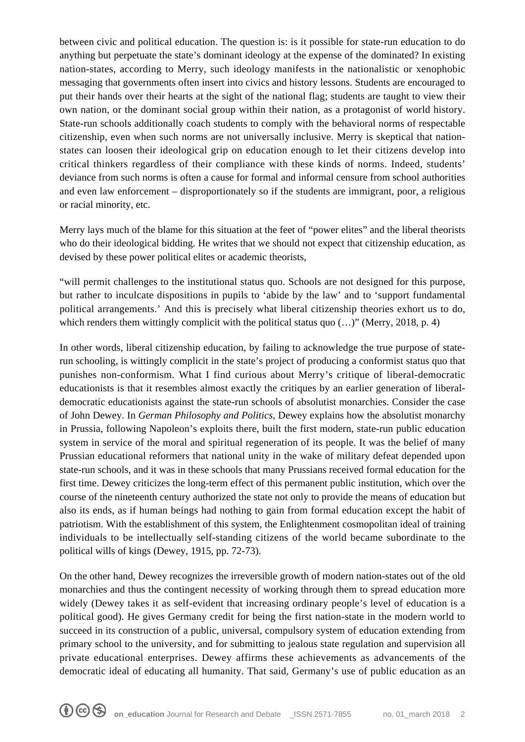between civic and political education. The question is: is it possible for state-run education to do anything but perpetuate the state's dominant ideology at the expense of the dominated? In existing nation-states, according to Merry, such ideology manifests in the nationalistic or xenophobic messaging that governments often insert into civics and history lessons. Students are encouraged to put their hands over their hearts at the sight of the national flag; students are taught to view their own nation, or the dominant social group within their nation, as a protagonist of world history. State-run schools additionally coach students to comply with the behavioral norms of respectable citizenship, even when such norms are not universally inclusive. Merry is skeptical that nation-states can loosen their ideological grip on education enough to let their citizens develop into critical thinkers regardless of their compliance with these kinds of norms. Indeed, students' deviance from such norms is often a cause for formal and informal censure from school authorities and even law enforcement – disproportionately so if the students are immigrant, poor, a religious or racial minority, etc.

Merry lays much of the blame for this situation at the feet of "power elites" and the liberal theorists who do their ideological bidding. He writes that we should not expect that citizenship education, as devised by these power political elites or academic theorists,

"will permit challenges to the institutional status quo. Schools are not designed for this purpose, but rather to inculcate dispositions in pupils to 'abide by the law' and to 'support fundamental political arrangements.' And this is precisely what liberal citizenship theories exhort us to do, which renders them wittingly complicit with the political status quo (…)" (Merry, 2018, p. 4)

In other words, liberal citizenship education, by failing to acknowledge the true purpose of state-run schooling, is wittingly complicit in the state's project of producing a conformist status quo that punishes non-conformism. What I find curious about Merry's critique of liberal-democratic educationists is that it resembles almost exactly the critiques by an earlier generation of liberal-democratic educationists against the state-run schools of absolutist monarchies. Consider the case of John Dewey. In *German Philosophy and Politics*, Dewey explains how the absolutist monarchy in Prussia, following Napoleon's exploits there, built the first modern, state-run public education system in service of the moral and spiritual regeneration of its people. It was the belief of many Prussian educational reformers that national unity in the wake of military defeat depended upon state-run schools, and it was in these schools that many Prussians received formal education for the first time. Dewey criticizes the long-term effect of this permanent public institution, which over the course of the nineteenth century authorized the state not only to provide the means of education but also its ends, as if human beings had nothing to gain from formal education except the habit of patriotism. With the establishment of this system, the Enlightenment cosmopolitan ideal of training individuals to be intellectually self-standing citizens of the world became subordinate to the political wills of kings (Dewey, 1915, pp. 72-73).

On the other hand, Dewey recognizes the irreversible growth of modern nation-states out of the old monarchies and thus the contingent necessity of working through them to spread education more widely (Dewey takes it as self-evident that increasing ordinary people's level of education is a political good). He gives Germany credit for being the first nation-state in the modern world to succeed in its construction of a public, universal, compulsory system of education extending from primary school to the university, and for submitting to jealous state regulation and supervision all private educational enterprises. Dewey affirms these achievements as advancements of the democratic ideal of educating all humanity. That said, Germany's use of public education as an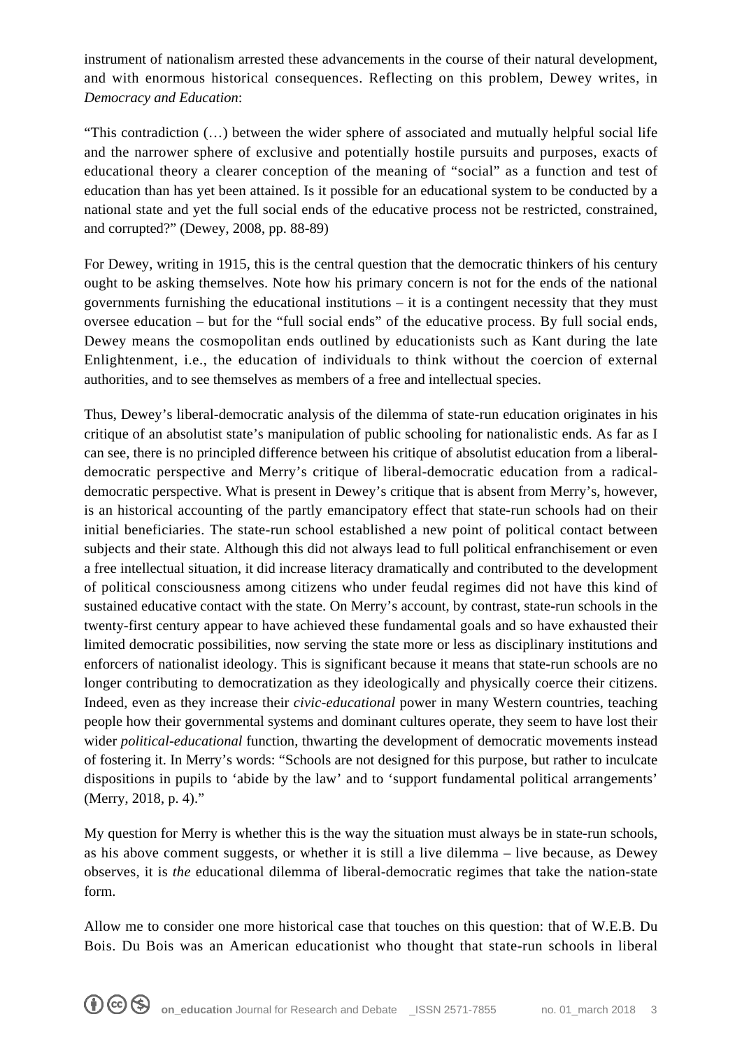instrument of nationalism arrested these advancements in the course of their natural development, and with enormous historical consequences. Reflecting on this problem, Dewey writes, in *Democracy and Education*:

"This contradiction (…) between the wider sphere of associated and mutually helpful social life and the narrower sphere of exclusive and potentially hostile pursuits and purposes, exacts of educational theory a clearer conception of the meaning of "social" as a function and test of education than has yet been attained. Is it possible for an educational system to be conducted by a national state and yet the full social ends of the educative process not be restricted, constrained, and corrupted?" (Dewey, 2008, pp. 88-89)

For Dewey, writing in 1915, this is the central question that the democratic thinkers of his century ought to be asking themselves. Note how his primary concern is not for the ends of the national governments furnishing the educational institutions – it is a contingent necessity that they must oversee education – but for the "full social ends" of the educative process. By full social ends, Dewey means the cosmopolitan ends outlined by educationists such as Kant during the late Enlightenment, i.e., the education of individuals to think without the coercion of external authorities, and to see themselves as members of a free and intellectual species.

Thus, Dewey's liberal-democratic analysis of the dilemma of state-run education originates in his critique of an absolutist state's manipulation of public schooling for nationalistic ends. As far as I can see, there is no principled difference between his critique of absolutist education from a liberal-democratic perspective and Merry's critique of liberal-democratic education from a radical-democratic perspective. What is present in Dewey's critique that is absent from Merry's, however, is an historical accounting of the partly emancipatory effect that state-run schools had on their initial beneficiaries. The state-run school established a new point of political contact between subjects and their state. Although this did not always lead to full political enfranchisement or even a free intellectual situation, it did increase literacy dramatically and contributed to the development of political consciousness among citizens who under feudal regimes did not have this kind of sustained educative contact with the state. On Merry's account, by contrast, state-run schools in the twenty-first century appear to have achieved these fundamental goals and so have exhausted their limited democratic possibilities, now serving the state more or less as disciplinary institutions and enforcers of nationalist ideology. This is significant because it means that state-run schools are no longer contributing to democratization as they ideologically and physically coerce their citizens. Indeed, even as they increase their *civic-educational* power in many Western countries, teaching people how their governmental systems and dominant cultures operate, they seem to have lost their wider *political-educational* function, thwarting the development of democratic movements instead of fostering it. In Merry's words: "Schools are not designed for this purpose, but rather to inculcate dispositions in pupils to 'abide by the law' and to 'support fundamental political arrangements' (Merry, 2018, p. 4)."

My question for Merry is whether this is the way the situation must always be in state-run schools, as his above comment suggests, or whether it is still a live dilemma – live because, as Dewey observes, it is *the* educational dilemma of liberal-democratic regimes that take the nation-state form.

Allow me to consider one more historical case that touches on this question: that of W.E.B. Du Bois. Du Bois was an American educationist who thought that state-run schools in liberal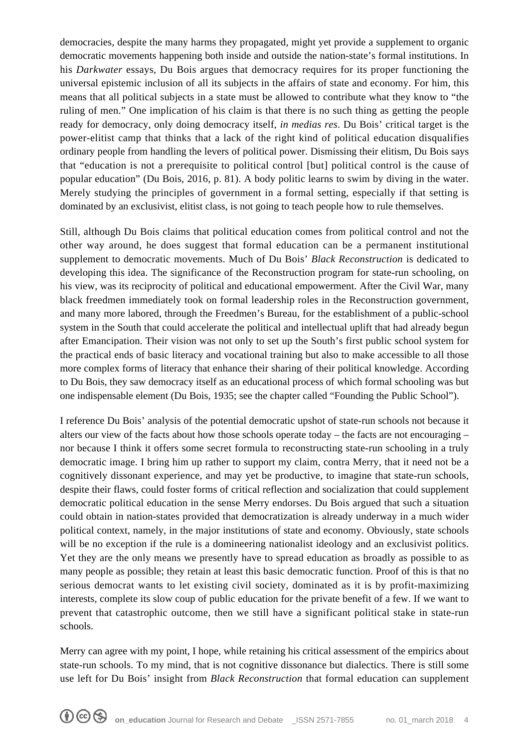democracies, despite the many harms they propagated, might yet provide a supplement to organic democratic movements happening both inside and outside the nation-state's formal institutions. In his *Darkwater* essays, Du Bois argues that democracy requires for its proper functioning the universal epistemic inclusion of all its subjects in the affairs of state and economy. For him, this means that all political subjects in a state must be allowed to contribute what they know to "the ruling of men." One implication of his claim is that there is no such thing as getting the people ready for democracy, only doing democracy itself, *in medias res*. Du Bois' critical target is the power-elitist camp that thinks that a lack of the right kind of political education disqualifies ordinary people from handling the levers of political power. Dismissing their elitism, Du Bois says that "education is not a prerequisite to political control [but] political control is the cause of popular education" (Du Bois, 2016, p. 81). A body politic learns to swim by diving in the water. Merely studying the principles of government in a formal setting, especially if that setting is dominated by an exclusivist, elitist class, is not going to teach people how to rule themselves.

Still, although Du Bois claims that political education comes from political control and not the other way around, he does suggest that formal education can be a permanent institutional supplement to democratic movements. Much of Du Bois' *Black Reconstruction* is dedicated to developing this idea. The significance of the Reconstruction program for state-run schooling, on his view, was its reciprocity of political and educational empowerment. After the Civil War, many black freedmen immediately took on formal leadership roles in the Reconstruction government, and many more labored, through the Freedmen's Bureau, for the establishment of a public-school system in the South that could accelerate the political and intellectual uplift that had already begun after Emancipation. Their vision was not only to set up the South's first public school system for the practical ends of basic literacy and vocational training but also to make accessible to all those more complex forms of literacy that enhance their sharing of their political knowledge. According to Du Bois, they saw democracy itself as an educational process of which formal schooling was but one indispensable element (Du Bois, 1935; see the chapter called "Founding the Public School").

I reference Du Bois' analysis of the potential democratic upshot of state-run schools not because it alters our view of the facts about how those schools operate today – the facts are not encouraging – nor because I think it offers some secret formula to reconstructing state-run schooling in a truly democratic image. I bring him up rather to support my claim, contra Merry, that it need not be a cognitively dissonant experience, and may yet be productive, to imagine that state-run schools, despite their flaws, could foster forms of critical reflection and socialization that could supplement democratic political education in the sense Merry endorses. Du Bois argued that such a situation could obtain in nation-states provided that democratization is already underway in a much wider political context, namely, in the major institutions of state and economy. Obviously, state schools will be no exception if the rule is a domineering nationalist ideology and an exclusivist politics. Yet they are the only means we presently have to spread education as broadly as possible to as many people as possible; they retain at least this basic democratic function. Proof of this is that no serious democrat wants to let existing civil society, dominated as it is by profit-maximizing interests, complete its slow coup of public education for the private benefit of a few. If we want to prevent that catastrophic outcome, then we still have a significant political stake in state-run schools.

Merry can agree with my point, I hope, while retaining his critical assessment of the empirics about state-run schools. To my mind, that is not cognitive dissonance but dialectics. There is still some use left for Du Bois' insight from *Black Reconstruction* that formal education can supplement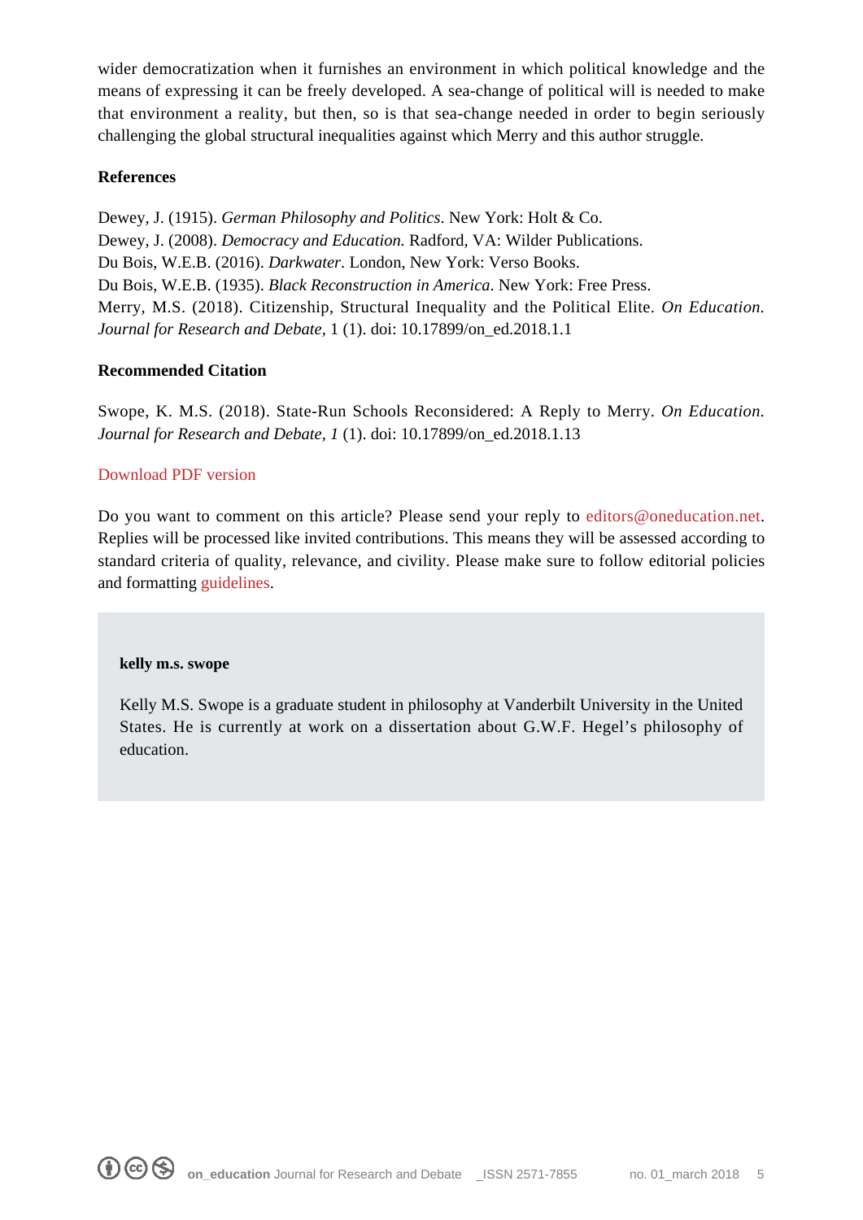wider democratization when it furnishes an environment in which political knowledge and the means of expressing it can be freely developed. A sea-change of political will is needed to make that environment a reality, but then, so is that sea-change needed in order to begin seriously challenging the global structural inequalities against which Merry and this author struggle.

**References**

Dewey, J. (1915). *German Philosophy and Politics*. New York: Holt & Co.
Dewey, J. (2008). *Democracy and Education.* Radford, VA: Wilder Publications.
Du Bois, W.E.B. (2016). *Darkwater*. London, New York: Verso Books.
Du Bois, W.E.B. (1935). *Black Reconstruction in America*. New York: Free Press.
Merry, M.S. (2018). Citizenship, Structural Inequality and the Political Elite. *On Education. Journal for Research and Debate,* 1 (1). doi: 10.17899/on_ed.2018.1.1

**Recommended Citation**

Swope, K. M.S. (2018). State-Run Schools Reconsidered: A Reply to Merry. *On Education. Journal for Research and Debate, 1* (1). doi: 10.17899/on_ed.2018.1.13

Download PDF version

Do you want to comment on this article? Please send your reply to editors@oneducation.net. Replies will be processed like invited contributions. This means they will be assessed according to standard criteria of quality, relevance, and civility. Please make sure to follow editorial policies and formatting guidelines.

**kelly m.s. swope**

Kelly M.S. Swope is a graduate student in philosophy at Vanderbilt University in the United States. He is currently at work on a dissertation about G.W.F. Hegel's philosophy of education.